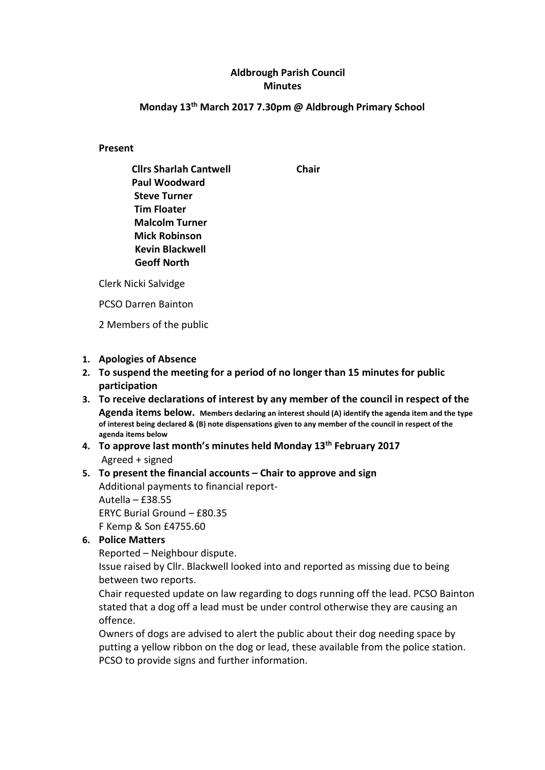**Aldbrough Parish Council**
**Minutes**

**Monday 13th March 2017 7.30pm @ Aldbrough Primary School**

**Present**

**Cllrs Sharlah Cantwell** **Chair**
**Paul Woodward**
**Steve Turner**
**Tim Floater**
**Malcolm Turner**
**Mick Robinson**
**Kevin Blackwell**
**Geoff North**

Clerk Nicki Salvidge

PCSO Darren Bainton

2 Members of the public

1. **Apologies of Absence**
2. **To suspend the meeting for a period of no longer than 15 minutes for public participation**
3. **To receive declarations of interest by any member of the council in respect of the Agenda items below.** **Members declaring an interest should (A) identify the agenda item and the type of interest being declared & (B) note dispensations given to any member of the council in respect of the agenda items below**
4. **To approve last month's minutes held Monday 13th February 2017**
   Agreed + signed
5. **To present the financial accounts – Chair to approve and sign**
   Additional payments to financial report-
   Autella – £38.55
   ERYC Burial Ground – £80.35
   F Kemp & Son £4755.60
6. **Police Matters**
   Reported – Neighbour dispute.
   Issue raised by Cllr. Blackwell looked into and reported as missing due to being between two reports.
   Chair requested update on law regarding to dogs running off the lead. PCSO Bainton stated that a dog off a lead must be under control otherwise they are causing an offence.
   Owners of dogs are advised to alert the public about their dog needing space by putting a yellow ribbon on the dog or lead, these available from the police station.
   PCSO to provide signs and further information.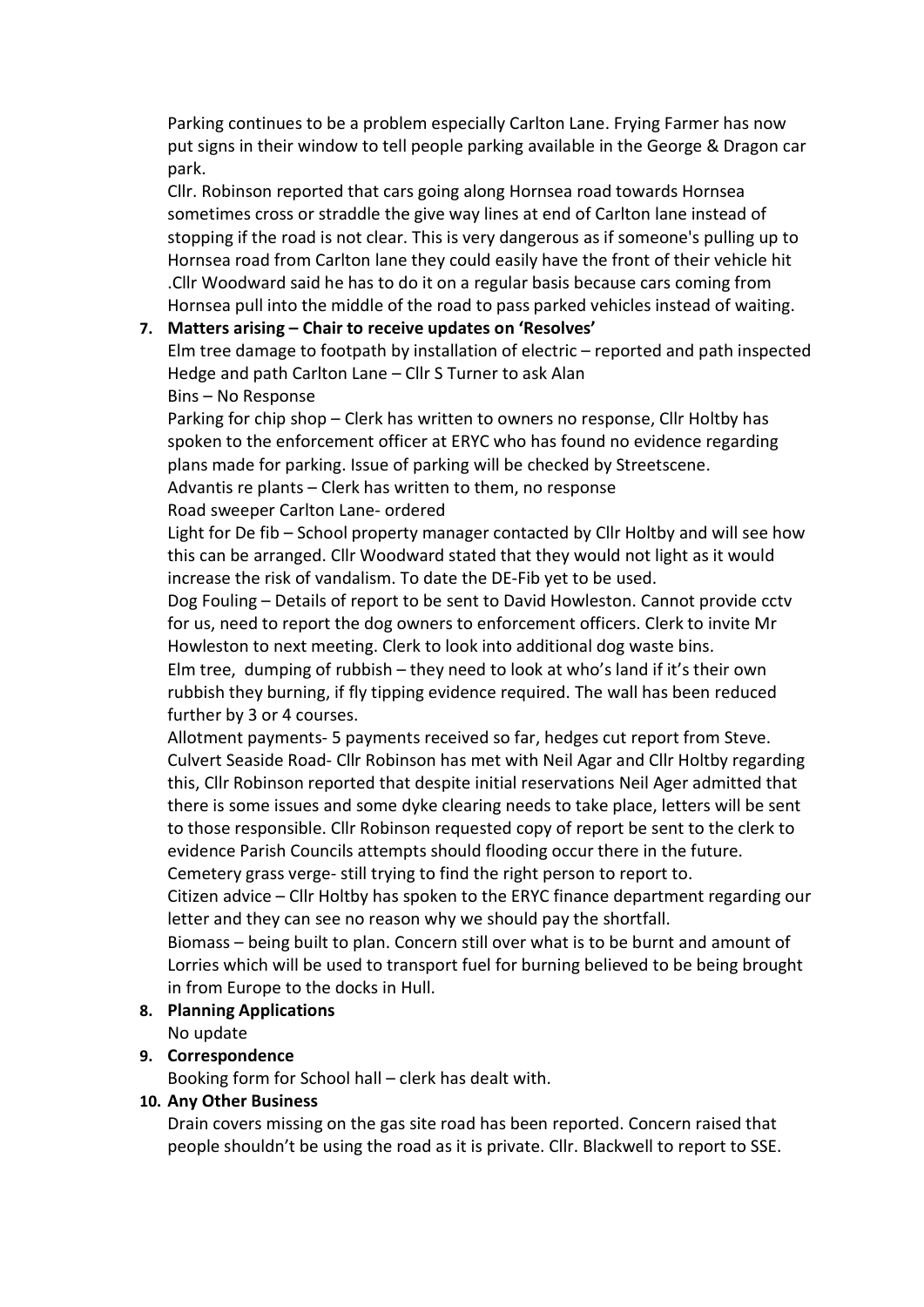Parking continues to be a problem especially Carlton Lane. Frying Farmer has now put signs in their window to tell people parking available in the George & Dragon car park.

Cllr. Robinson reported that cars going along Hornsea road towards Hornsea sometimes cross or straddle the give way lines at end of Carlton lane instead of stopping if the road is not clear. This is very dangerous as if someone's pulling up to Hornsea road from Carlton lane they could easily have the front of their vehicle hit .Cllr Woodward said he has to do it on a regular basis because cars coming from Hornsea pull into the middle of the road to pass parked vehicles instead of waiting.

7. **Matters arising – Chair to receive updates on 'Resolves'**

   Elm tree damage to footpath by installation of electric – reported and path inspected
   Hedge and path Carlton Lane – Cllr S Turner to ask Alan
   Bins – No Response
   Parking for chip shop – Clerk has written to owners no response, Cllr Holtby has spoken to the enforcement officer at ERYC who has found no evidence regarding plans made for parking. Issue of parking will be checked by Streetscene.
   Advantis re plants – Clerk has written to them, no response
   Road sweeper Carlton Lane- ordered
   Light for De fib – School property manager contacted by Cllr Holtby and will see how this can be arranged. Cllr Woodward stated that they would not light as it would increase the risk of vandalism. To date the DE-Fib yet to be used.
   Dog Fouling – Details of report to be sent to David Howleston. Cannot provide cctv for us, need to report the dog owners to enforcement officers. Clerk to invite Mr Howleston to next meeting. Clerk to look into additional dog waste bins.
   Elm tree, dumping of rubbish – they need to look at who's land if it's their own rubbish they burning, if fly tipping evidence required. The wall has been reduced further by 3 or 4 courses.
   Allotment payments- 5 payments received so far, hedges cut report from Steve.
   Culvert Seaside Road- Cllr Robinson has met with Neil Agar and Cllr Holtby regarding this, Cllr Robinson reported that despite initial reservations Neil Ager admitted that there is some issues and some dyke clearing needs to take place, letters will be sent to those responsible. Cllr Robinson requested copy of report be sent to the clerk to evidence Parish Councils attempts should flooding occur there in the future.
   Cemetery grass verge- still trying to find the right person to report to.
   Citizen advice – Cllr Holtby has spoken to the ERYC finance department regarding our letter and they can see no reason why we should pay the shortfall.
   Biomass – being built to plan. Concern still over what is to be burnt and amount of Lorries which will be used to transport fuel for burning believed to be being brought in from Europe to the docks in Hull.

8. **Planning Applications**

   No update

9. **Correspondence**

   Booking form for School hall – clerk has dealt with.

10. **Any Other Business**

    Drain covers missing on the gas site road has been reported. Concern raised that people shouldn't be using the road as it is private. Cllr. Blackwell to report to SSE.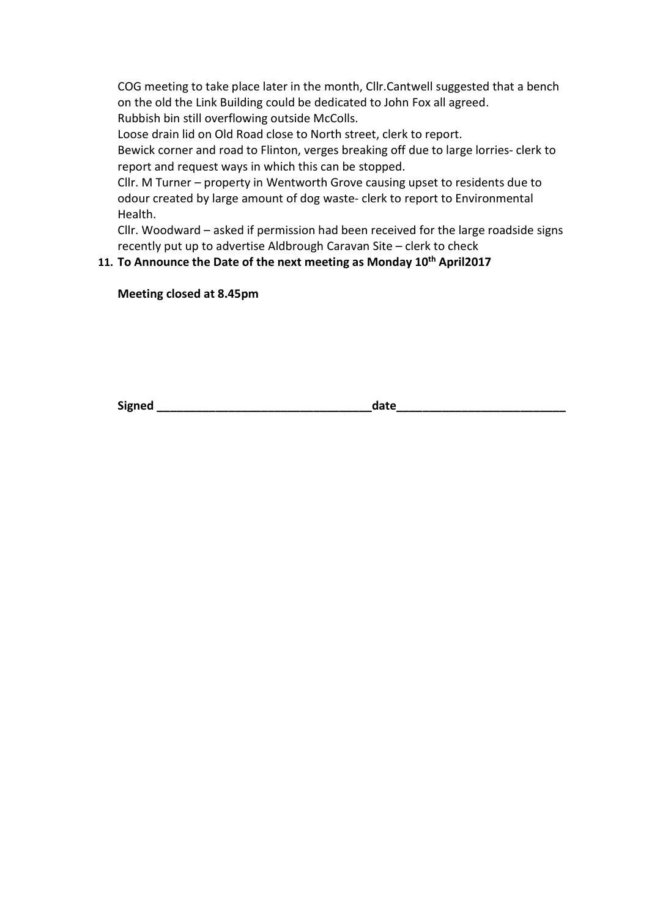COG meeting to take place later in the month, Cllr.Cantwell suggested that a bench on the old the Link Building could be dedicated to John Fox all agreed.
Rubbish bin still overflowing outside McColls.
Loose drain lid on Old Road close to North street, clerk to report.
Bewick corner and road to Flinton, verges breaking off due to large lorries- clerk to report and request ways in which this can be stopped.
Cllr. M Turner – property in Wentworth Grove causing upset to residents due to odour created by large amount of dog waste- clerk to report to Environmental Health.
Cllr. Woodward – asked if permission had been received for the large roadside signs recently put up to advertise Aldbrough Caravan Site – clerk to check

11. **To Announce the Date of the next meeting as Monday 10th April2017**

**Meeting closed at 8.45pm**

**Signed \_\_\_\_\_\_\_\_\_\_\_\_\_\_\_\_\_\_\_\_\_\_\_\_\_\_\_\_\_\_\_\_date\_\_\_\_\_\_\_\_\_\_\_\_\_\_\_\_\_\_\_\_\_\_\_\_\_**